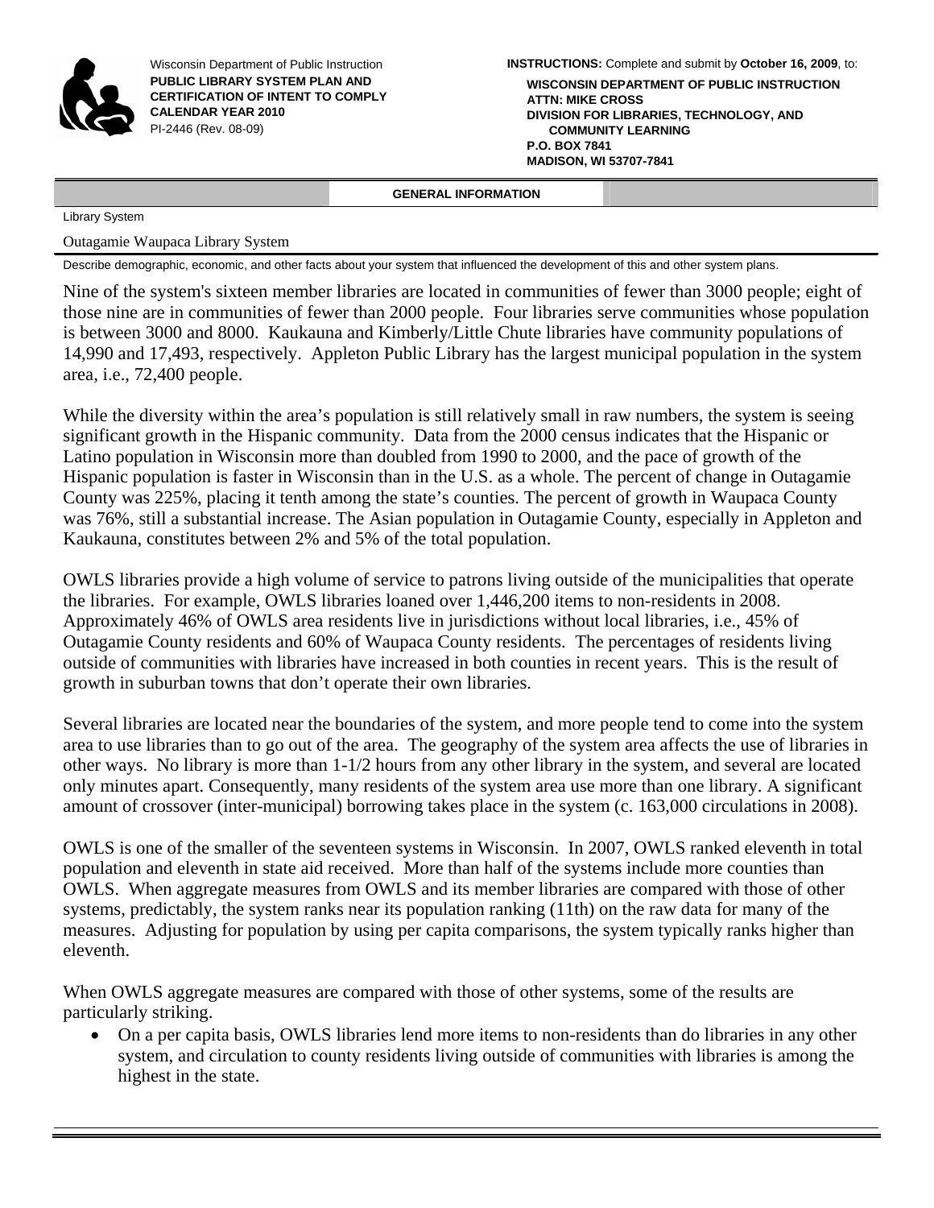Wisconsin Department of Public Instruction
**PUBLIC LIBRARY SYSTEM PLAN AND CERTIFICATION OF INTENT TO COMPLY CALENDAR YEAR 2010**
PI-2446 (Rev. 08-09)

**INSTRUCTIONS:** Complete and submit by **October 16, 2009**, to:

**WISCONSIN DEPARTMENT OF PUBLIC INSTRUCTION**
**ATTN: MIKE CROSS**
**DIVISION FOR LIBRARIES, TECHNOLOGY, AND COMMUNITY LEARNING**
**P.O. BOX 7841**
**MADISON, WI 53707-7841**

## GENERAL INFORMATION

Library System

Outagamie Waupaca Library System

Describe demographic, economic, and other facts about your system that influenced the development of this and other system plans.

Nine of the system's sixteen member libraries are located in communities of fewer than 3000 people; eight of those nine are in communities of fewer than 2000 people. Four libraries serve communities whose population is between 3000 and 8000. Kaukauna and Kimberly/Little Chute libraries have community populations of 14,990 and 17,493, respectively. Appleton Public Library has the largest municipal population in the system area, i.e., 72,400 people.

While the diversity within the area's population is still relatively small in raw numbers, the system is seeing significant growth in the Hispanic community. Data from the 2000 census indicates that the Hispanic or Latino population in Wisconsin more than doubled from 1990 to 2000, and the pace of growth of the Hispanic population is faster in Wisconsin than in the U.S. as a whole. The percent of change in Outagamie County was 225%, placing it tenth among the state's counties. The percent of growth in Waupaca County was 76%, still a substantial increase. The Asian population in Outagamie County, especially in Appleton and Kaukauna, constitutes between 2% and 5% of the total population.

OWLS libraries provide a high volume of service to patrons living outside of the municipalities that operate the libraries. For example, OWLS libraries loaned over 1,446,200 items to non-residents in 2008. Approximately 46% of OWLS area residents live in jurisdictions without local libraries, i.e., 45% of Outagamie County residents and 60% of Waupaca County residents. The percentages of residents living outside of communities with libraries have increased in both counties in recent years. This is the result of growth in suburban towns that don't operate their own libraries.

Several libraries are located near the boundaries of the system, and more people tend to come into the system area to use libraries than to go out of the area. The geography of the system area affects the use of libraries in other ways. No library is more than 1-1/2 hours from any other library in the system, and several are located only minutes apart. Consequently, many residents of the system area use more than one library. A significant amount of crossover (inter-municipal) borrowing takes place in the system (c. 163,000 circulations in 2008).

OWLS is one of the smaller of the seventeen systems in Wisconsin. In 2007, OWLS ranked eleventh in total population and eleventh in state aid received. More than half of the systems include more counties than OWLS. When aggregate measures from OWLS and its member libraries are compared with those of other systems, predictably, the system ranks near its population ranking (11th) on the raw data for many of the measures. Adjusting for population by using per capita comparisons, the system typically ranks higher than eleventh.

When OWLS aggregate measures are compared with those of other systems, some of the results are particularly striking.

- On a per capita basis, OWLS libraries lend more items to non-residents than do libraries in any other system, and circulation to county residents living outside of communities with libraries is among the highest in the state.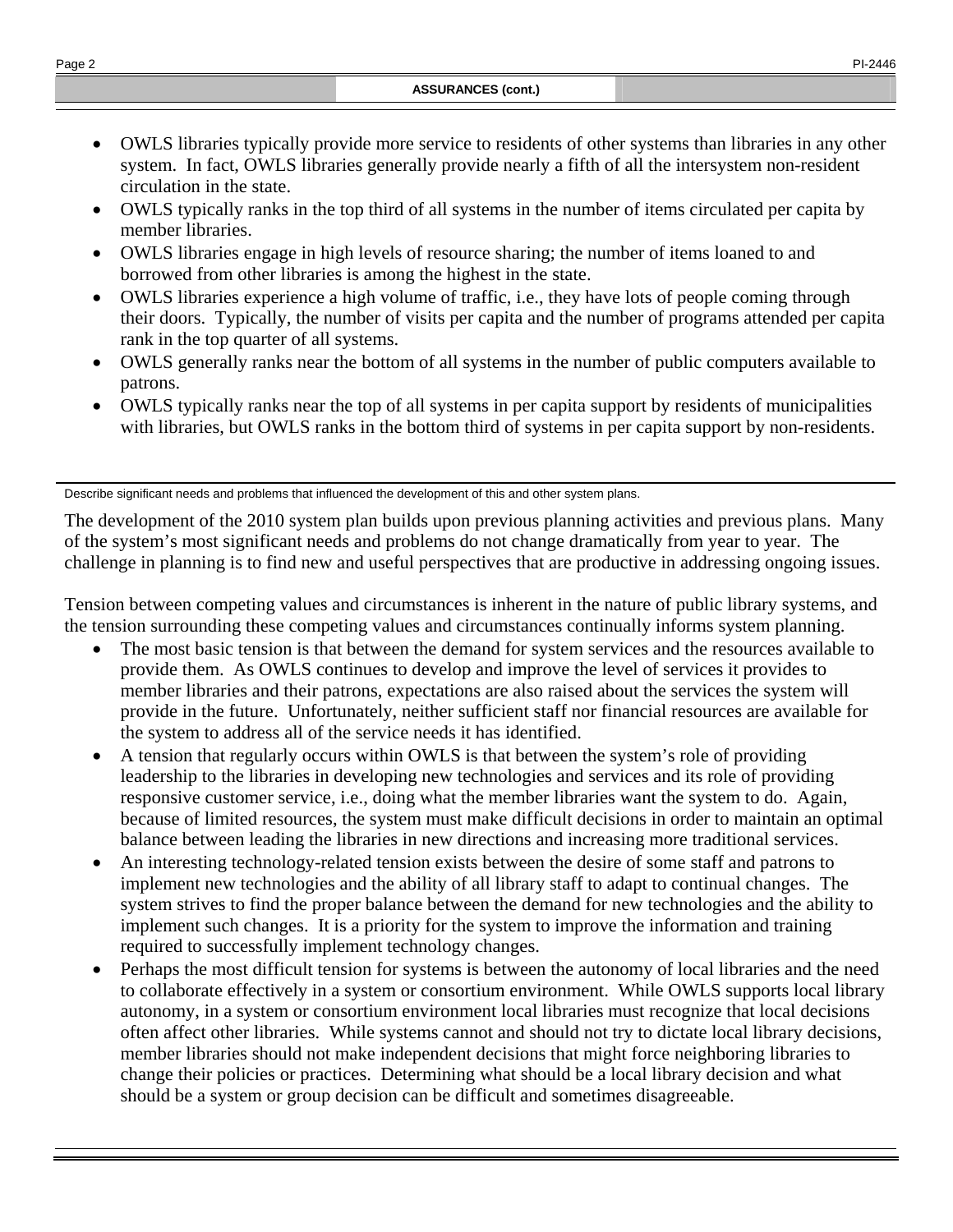**ASSURANCES (cont.)**

- OWLS libraries typically provide more service to residents of other systems than libraries in any other system. In fact, OWLS libraries generally provide nearly a fifth of all the intersystem non-resident circulation in the state.
- OWLS typically ranks in the top third of all systems in the number of items circulated per capita by member libraries.
- OWLS libraries engage in high levels of resource sharing; the number of items loaned to and borrowed from other libraries is among the highest in the state.
- OWLS libraries experience a high volume of traffic, i.e., they have lots of people coming through their doors. Typically, the number of visits per capita and the number of programs attended per capita rank in the top quarter of all systems.
- OWLS generally ranks near the bottom of all systems in the number of public computers available to patrons.
- OWLS typically ranks near the top of all systems in per capita support by residents of municipalities with libraries, but OWLS ranks in the bottom third of systems in per capita support by non-residents.

Describe significant needs and problems that influenced the development of this and other system plans.

The development of the 2010 system plan builds upon previous planning activities and previous plans. Many of the system's most significant needs and problems do not change dramatically from year to year. The challenge in planning is to find new and useful perspectives that are productive in addressing ongoing issues.

Tension between competing values and circumstances is inherent in the nature of public library systems, and the tension surrounding these competing values and circumstances continually informs system planning.

- The most basic tension is that between the demand for system services and the resources available to provide them. As OWLS continues to develop and improve the level of services it provides to member libraries and their patrons, expectations are also raised about the services the system will provide in the future. Unfortunately, neither sufficient staff nor financial resources are available for the system to address all of the service needs it has identified.
- A tension that regularly occurs within OWLS is that between the system's role of providing leadership to the libraries in developing new technologies and services and its role of providing responsive customer service, i.e., doing what the member libraries want the system to do. Again, because of limited resources, the system must make difficult decisions in order to maintain an optimal balance between leading the libraries in new directions and increasing more traditional services.
- An interesting technology-related tension exists between the desire of some staff and patrons to implement new technologies and the ability of all library staff to adapt to continual changes. The system strives to find the proper balance between the demand for new technologies and the ability to implement such changes. It is a priority for the system to improve the information and training required to successfully implement technology changes.
- Perhaps the most difficult tension for systems is between the autonomy of local libraries and the need to collaborate effectively in a system or consortium environment. While OWLS supports local library autonomy, in a system or consortium environment local libraries must recognize that local decisions often affect other libraries. While systems cannot and should not try to dictate local library decisions, member libraries should not make independent decisions that might force neighboring libraries to change their policies or practices. Determining what should be a local library decision and what should be a system or group decision can be difficult and sometimes disagreeable.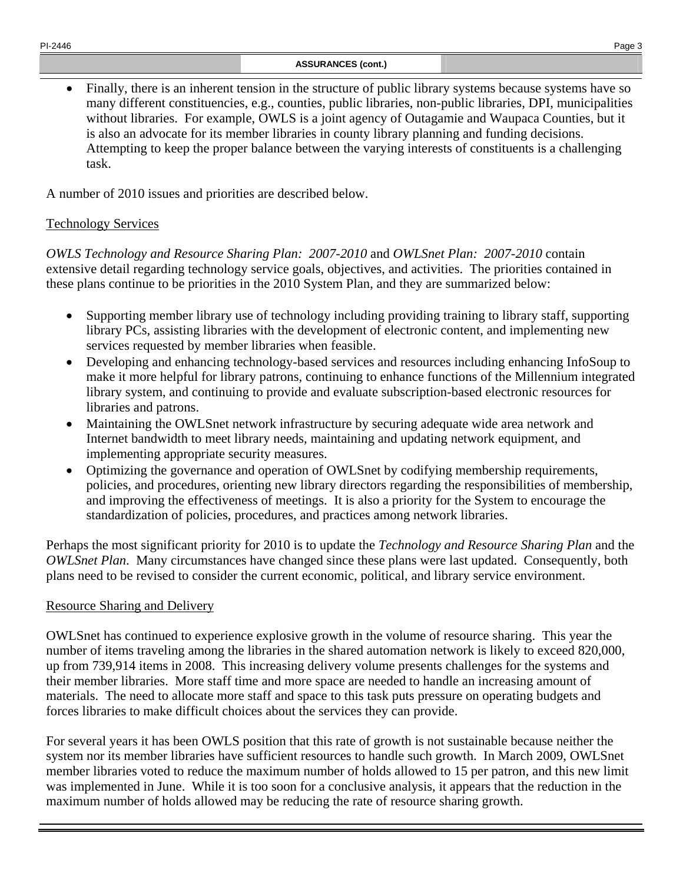**ASSURANCES (cont.)**

- Finally, there is an inherent tension in the structure of public library systems because systems have so many different constituencies, e.g., counties, public libraries, non-public libraries, DPI, municipalities without libraries. For example, OWLS is a joint agency of Outagamie and Waupaca Counties, but it is also an advocate for its member libraries in county library planning and funding decisions. Attempting to keep the proper balance between the varying interests of constituents is a challenging task.

A number of 2010 issues and priorities are described below.

Technology Services

*OWLS Technology and Resource Sharing Plan: 2007-2010* and *OWLSnet Plan: 2007-2010* contain extensive detail regarding technology service goals, objectives, and activities. The priorities contained in these plans continue to be priorities in the 2010 System Plan, and they are summarized below:

- Supporting member library use of technology including providing training to library staff, supporting library PCs, assisting libraries with the development of electronic content, and implementing new services requested by member libraries when feasible.
- Developing and enhancing technology-based services and resources including enhancing InfoSoup to make it more helpful for library patrons, continuing to enhance functions of the Millennium integrated library system, and continuing to provide and evaluate subscription-based electronic resources for libraries and patrons.
- Maintaining the OWLSnet network infrastructure by securing adequate wide area network and Internet bandwidth to meet library needs, maintaining and updating network equipment, and implementing appropriate security measures.
- Optimizing the governance and operation of OWLSnet by codifying membership requirements, policies, and procedures, orienting new library directors regarding the responsibilities of membership, and improving the effectiveness of meetings. It is also a priority for the System to encourage the standardization of policies, procedures, and practices among network libraries.

Perhaps the most significant priority for 2010 is to update the *Technology and Resource Sharing Plan* and the *OWLSnet Plan*. Many circumstances have changed since these plans were last updated. Consequently, both plans need to be revised to consider the current economic, political, and library service environment.

Resource Sharing and Delivery

OWLSnet has continued to experience explosive growth in the volume of resource sharing. This year the number of items traveling among the libraries in the shared automation network is likely to exceed 820,000, up from 739,914 items in 2008. This increasing delivery volume presents challenges for the systems and their member libraries. More staff time and more space are needed to handle an increasing amount of materials. The need to allocate more staff and space to this task puts pressure on operating budgets and forces libraries to make difficult choices about the services they can provide.

For several years it has been OWLS position that this rate of growth is not sustainable because neither the system nor its member libraries have sufficient resources to handle such growth. In March 2009, OWLSnet member libraries voted to reduce the maximum number of holds allowed to 15 per patron, and this new limit was implemented in June. While it is too soon for a conclusive analysis, it appears that the reduction in the maximum number of holds allowed may be reducing the rate of resource sharing growth.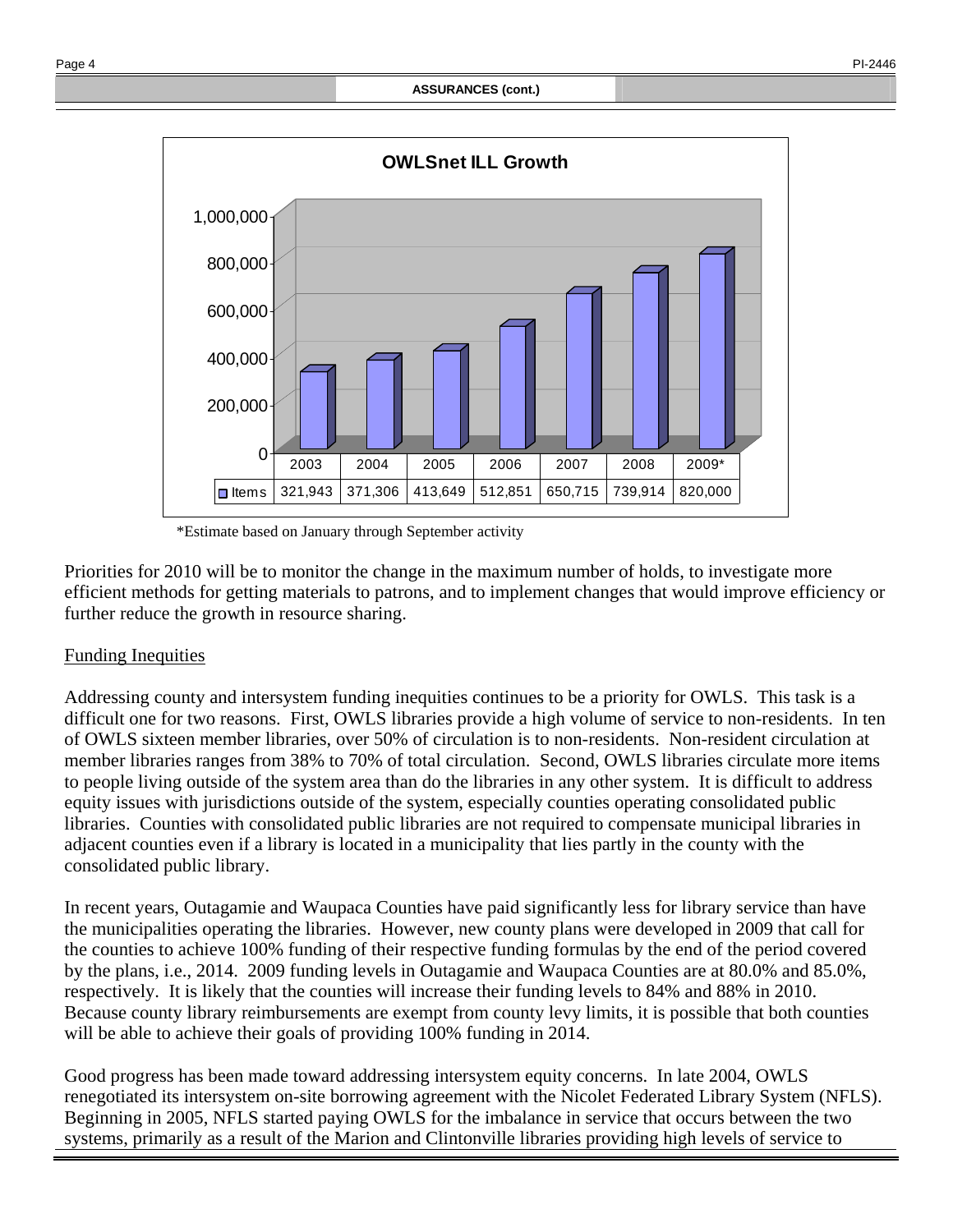**ASSURANCES (cont.)**

**OWLSnet ILL Growth**

| | 2003 | 2004 | 2005 | 2006 | 2007 | 2008 | 2009* |
|---|---|---|---|---|---|---|---|
| Items | 321,943 | 371,306 | 413,649 | 512,851 | 650,715 | 739,914 | 820,000 |

\*Estimate based on January through September activity

Priorities for 2010 will be to monitor the change in the maximum number of holds, to investigate more efficient methods for getting materials to patrons, and to implement changes that would improve efficiency or further reduce the growth in resource sharing.

Funding Inequities

Addressing county and intersystem funding inequities continues to be a priority for OWLS. This task is a difficult one for two reasons. First, OWLS libraries provide a high volume of service to non-residents. In ten of OWLS sixteen member libraries, over 50% of circulation is to non-residents. Non-resident circulation at member libraries ranges from 38% to 70% of total circulation. Second, OWLS libraries circulate more items to people living outside of the system area than do the libraries in any other system. It is difficult to address equity issues with jurisdictions outside of the system, especially counties operating consolidated public libraries. Counties with consolidated public libraries are not required to compensate municipal libraries in adjacent counties even if a library is located in a municipality that lies partly in the county with the consolidated public library.

In recent years, Outagamie and Waupaca Counties have paid significantly less for library service than have the municipalities operating the libraries. However, new county plans were developed in 2009 that call for the counties to achieve 100% funding of their respective funding formulas by the end of the period covered by the plans, i.e., 2014. 2009 funding levels in Outagamie and Waupaca Counties are at 80.0% and 85.0%, respectively. It is likely that the counties will increase their funding levels to 84% and 88% in 2010. Because county library reimbursements are exempt from county levy limits, it is possible that both counties will be able to achieve their goals of providing 100% funding in 2014.

Good progress has been made toward addressing intersystem equity concerns. In late 2004, OWLS renegotiated its intersystem on-site borrowing agreement with the Nicolet Federated Library System (NFLS). Beginning in 2005, NFLS started paying OWLS for the imbalance in service that occurs between the two systems, primarily as a result of the Marion and Clintonville libraries providing high levels of service to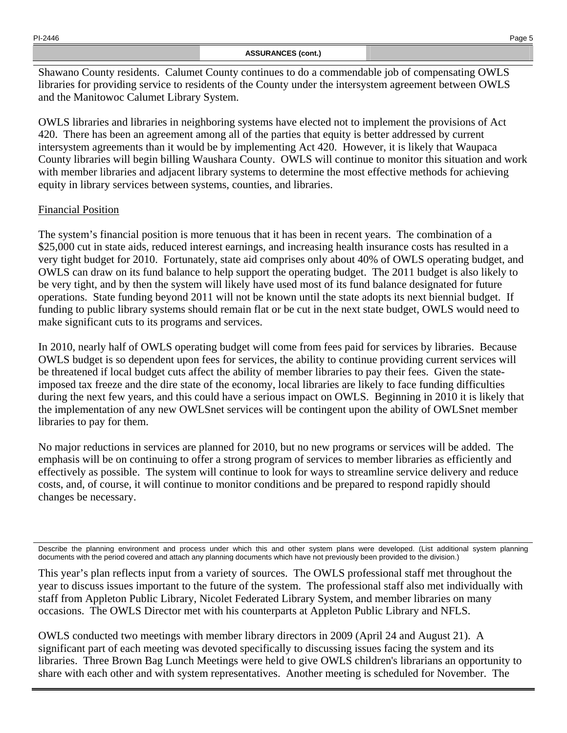**ASSURANCES (cont.)**

Shawano County residents. Calumet County continues to do a commendable job of compensating OWLS libraries for providing service to residents of the County under the intersystem agreement between OWLS and the Manitowoc Calumet Library System.

OWLS libraries and libraries in neighboring systems have elected not to implement the provisions of Act 420. There has been an agreement among all of the parties that equity is better addressed by current intersystem agreements than it would be by implementing Act 420. However, it is likely that Waupaca County libraries will begin billing Waushara County. OWLS will continue to monitor this situation and work with member libraries and adjacent library systems to determine the most effective methods for achieving equity in library services between systems, counties, and libraries.

Financial Position

The system's financial position is more tenuous that it has been in recent years. The combination of a $25,000 cut in state aids, reduced interest earnings, and increasing health insurance costs has resulted in a very tight budget for 2010. Fortunately, state aid comprises only about 40% of OWLS operating budget, and OWLS can draw on its fund balance to help support the operating budget. The 2011 budget is also likely to be very tight, and by then the system will likely have used most of its fund balance designated for future operations. State funding beyond 2011 will not be known until the state adopts its next biennial budget. If funding to public library systems should remain flat or be cut in the next state budget, OWLS would need to make significant cuts to its programs and services.

In 2010, nearly half of OWLS operating budget will come from fees paid for services by libraries. Because OWLS budget is so dependent upon fees for services, the ability to continue providing current services will be threatened if local budget cuts affect the ability of member libraries to pay their fees. Given the state-imposed tax freeze and the dire state of the economy, local libraries are likely to face funding difficulties during the next few years, and this could have a serious impact on OWLS. Beginning in 2010 it is likely that the implementation of any new OWLSnet services will be contingent upon the ability of OWLSnet member libraries to pay for them.

No major reductions in services are planned for 2010, but no new programs or services will be added. The emphasis will be on continuing to offer a strong program of services to member libraries as efficiently and effectively as possible. The system will continue to look for ways to streamline service delivery and reduce costs, and, of course, it will continue to monitor conditions and be prepared to respond rapidly should changes be necessary.

Describe the planning environment and process under which this and other system plans were developed. (List additional system planning documents with the period covered and attach any planning documents which have not previously been provided to the division.)

This year's plan reflects input from a variety of sources. The OWLS professional staff met throughout the year to discuss issues important to the future of the system. The professional staff also met individually with staff from Appleton Public Library, Nicolet Federated Library System, and member libraries on many occasions. The OWLS Director met with his counterparts at Appleton Public Library and NFLS.

OWLS conducted two meetings with member library directors in 2009 (April 24 and August 21). A significant part of each meeting was devoted specifically to discussing issues facing the system and its libraries. Three Brown Bag Lunch Meetings were held to give OWLS children's librarians an opportunity to share with each other and with system representatives. Another meeting is scheduled for November. The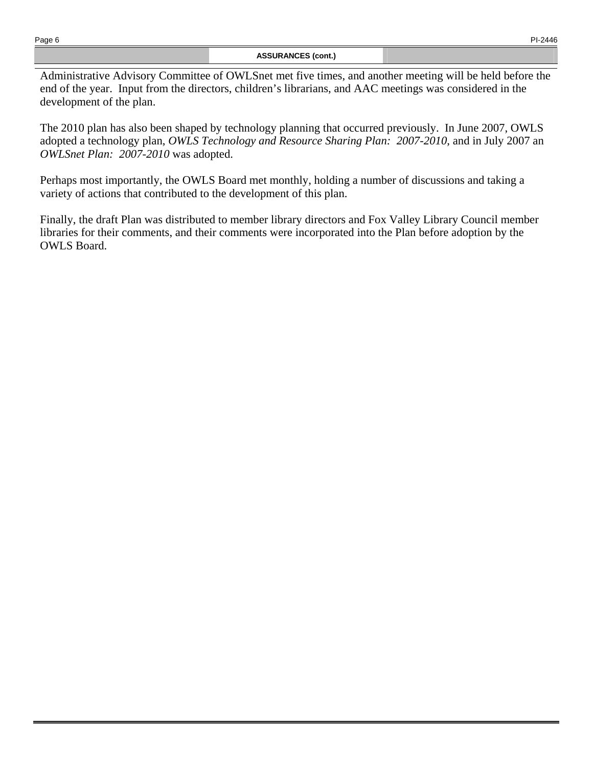## ASSURANCES (cont.)

Administrative Advisory Committee of OWLSnet met five times, and another meeting will be held before the end of the year. Input from the directors, children's librarians, and AAC meetings was considered in the development of the plan.

The 2010 plan has also been shaped by technology planning that occurred previously. In June 2007, OWLS adopted a technology plan, *OWLS Technology and Resource Sharing Plan: 2007-2010*, and in July 2007 an *OWLSnet Plan: 2007-2010* was adopted.

Perhaps most importantly, the OWLS Board met monthly, holding a number of discussions and taking a variety of actions that contributed to the development of this plan.

Finally, the draft Plan was distributed to member library directors and Fox Valley Library Council member libraries for their comments, and their comments were incorporated into the Plan before adoption by the OWLS Board.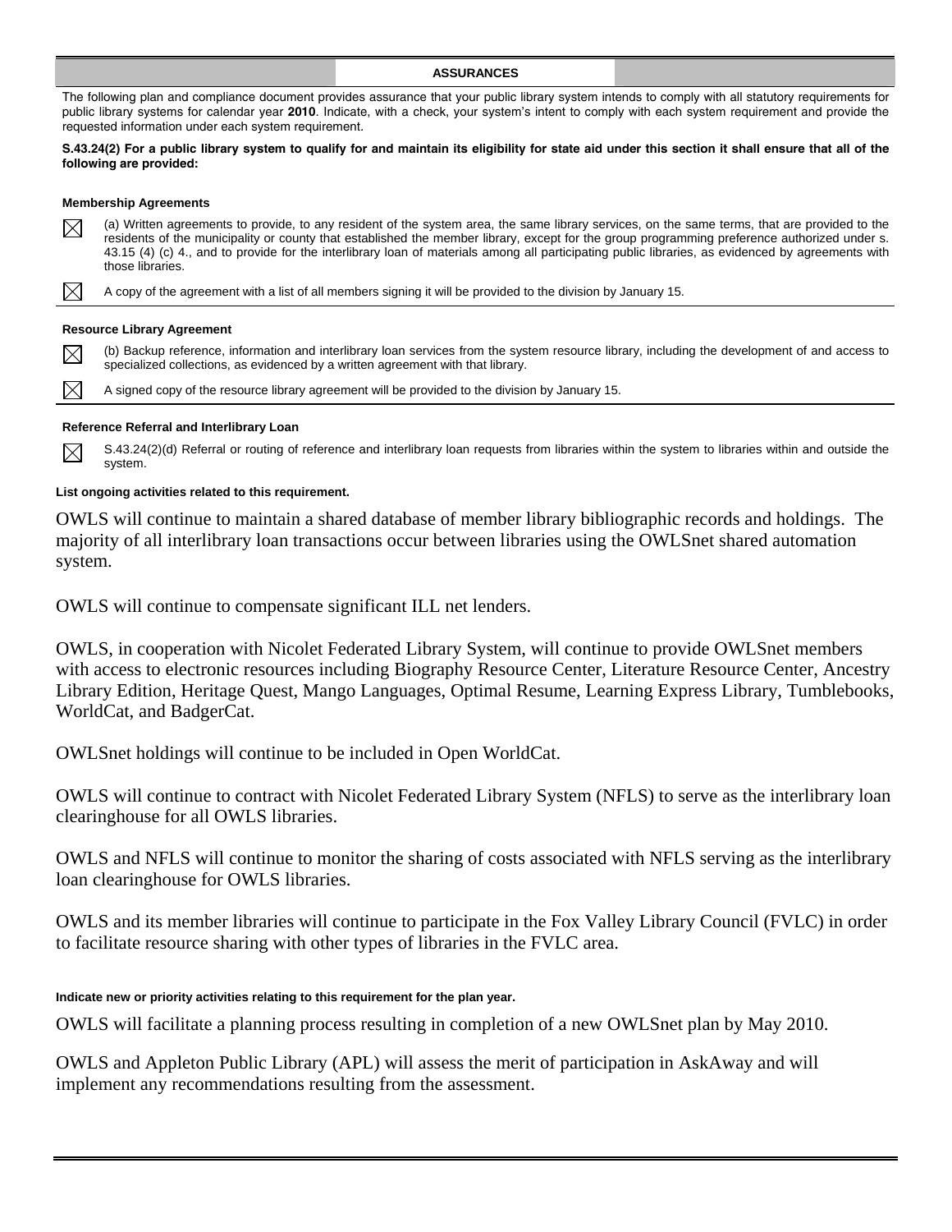## ASSURANCES

The following plan and compliance document provides assurance that your public library system intends to comply with all statutory requirements for public library systems for calendar year **2010**. Indicate, with a check, your system's intent to comply with each system requirement and provide the requested information under each system requirement.

**S.43.24(2) For a public library system to qualify for and maintain its eligibility for state aid under this section it shall ensure that all of the following are provided:**

### Membership Agreements

☒ (a) Written agreements to provide, to any resident of the system area, the same library services, on the same terms, that are provided to the residents of the municipality or county that established the member library, except for the group programming preference authorized under s. 43.15 (4) (c) 4., and to provide for the interlibrary loan of materials among all participating public libraries, as evidenced by agreements with those libraries.

☒ A copy of the agreement with a list of all members signing it will be provided to the division by January 15.

### Resource Library Agreement

☒ (b) Backup reference, information and interlibrary loan services from the system resource library, including the development of and access to specialized collections, as evidenced by a written agreement with that library.

☒ A signed copy of the resource library agreement will be provided to the division by January 15.

### Reference Referral and Interlibrary Loan

☒ S.43.24(2)(d) Referral or routing of reference and interlibrary loan requests from libraries within the system to libraries within and outside the system.

**List ongoing activities related to this requirement.**

OWLS will continue to maintain a shared database of member library bibliographic records and holdings. The majority of all interlibrary loan transactions occur between libraries using the OWLSnet shared automation system.

OWLS will continue to compensate significant ILL net lenders.

OWLS, in cooperation with Nicolet Federated Library System, will continue to provide OWLSnet members with access to electronic resources including Biography Resource Center, Literature Resource Center, Ancestry Library Edition, Heritage Quest, Mango Languages, Optimal Resume, Learning Express Library, Tumblebooks, WorldCat, and BadgerCat.

OWLSnet holdings will continue to be included in Open WorldCat.

OWLS will continue to contract with Nicolet Federated Library System (NFLS) to serve as the interlibrary loan clearinghouse for all OWLS libraries.

OWLS and NFLS will continue to monitor the sharing of costs associated with NFLS serving as the interlibrary loan clearinghouse for OWLS libraries.

OWLS and its member libraries will continue to participate in the Fox Valley Library Council (FVLC) in order to facilitate resource sharing with other types of libraries in the FVLC area.

**Indicate new or priority activities relating to this requirement for the plan year.**

OWLS will facilitate a planning process resulting in completion of a new OWLSnet plan by May 2010.

OWLS and Appleton Public Library (APL) will assess the merit of participation in AskAway and will implement any recommendations resulting from the assessment.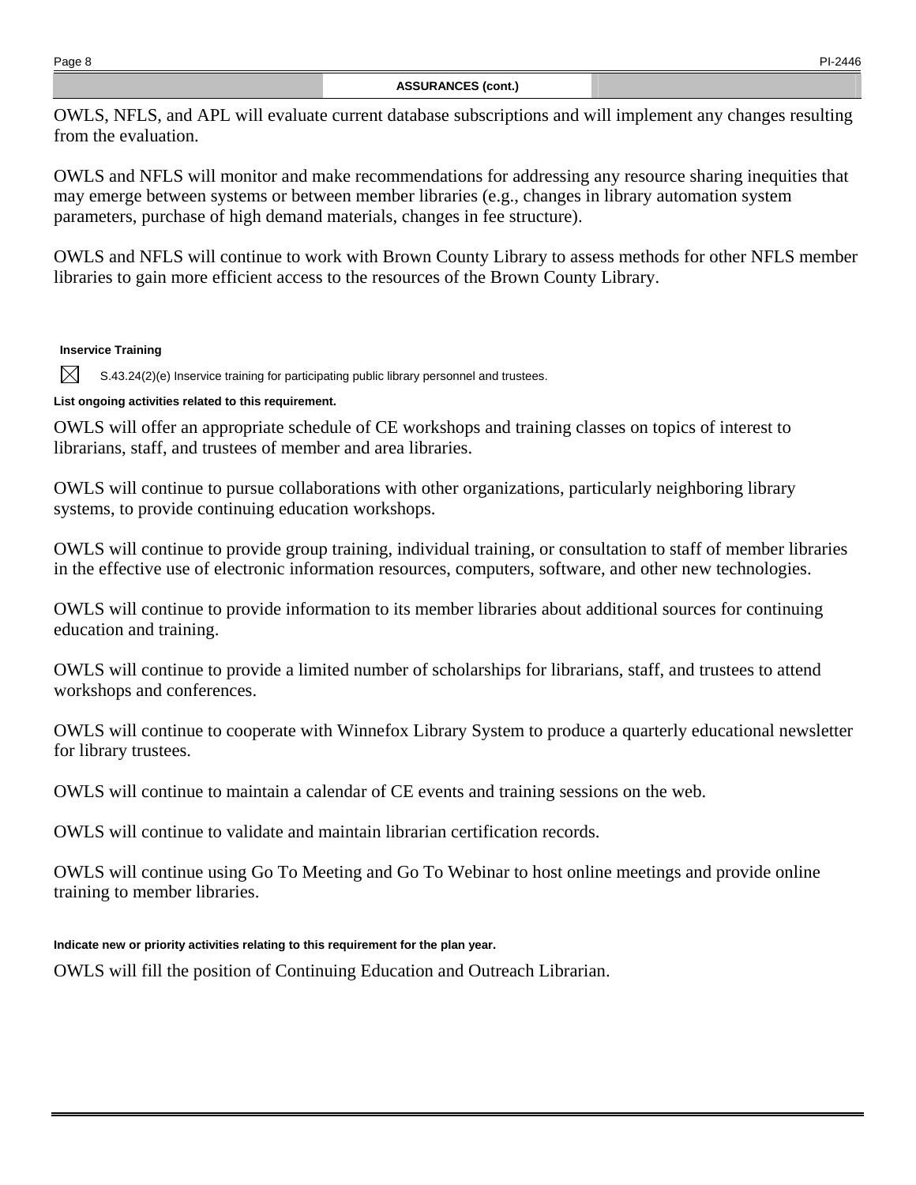## ASSURANCES (cont.)

OWLS, NFLS, and APL will evaluate current database subscriptions and will implement any changes resulting from the evaluation.

OWLS and NFLS will monitor and make recommendations for addressing any resource sharing inequities that may emerge between systems or between member libraries (e.g., changes in library automation system parameters, purchase of high demand materials, changes in fee structure).

OWLS and NFLS will continue to work with Brown County Library to assess methods for other NFLS member libraries to gain more efficient access to the resources of the Brown County Library.

**Inservice Training**

☒ S.43.24(2)(e) Inservice training for participating public library personnel and trustees.

**List ongoing activities related to this requirement.**

OWLS will offer an appropriate schedule of CE workshops and training classes on topics of interest to librarians, staff, and trustees of member and area libraries.

OWLS will continue to pursue collaborations with other organizations, particularly neighboring library systems, to provide continuing education workshops.

OWLS will continue to provide group training, individual training, or consultation to staff of member libraries in the effective use of electronic information resources, computers, software, and other new technologies.

OWLS will continue to provide information to its member libraries about additional sources for continuing education and training.

OWLS will continue to provide a limited number of scholarships for librarians, staff, and trustees to attend workshops and conferences.

OWLS will continue to cooperate with Winnefox Library System to produce a quarterly educational newsletter for library trustees.

OWLS will continue to maintain a calendar of CE events and training sessions on the web.

OWLS will continue to validate and maintain librarian certification records.

OWLS will continue using Go To Meeting and Go To Webinar to host online meetings and provide online training to member libraries.

**Indicate new or priority activities relating to this requirement for the plan year.**

OWLS will fill the position of Continuing Education and Outreach Librarian.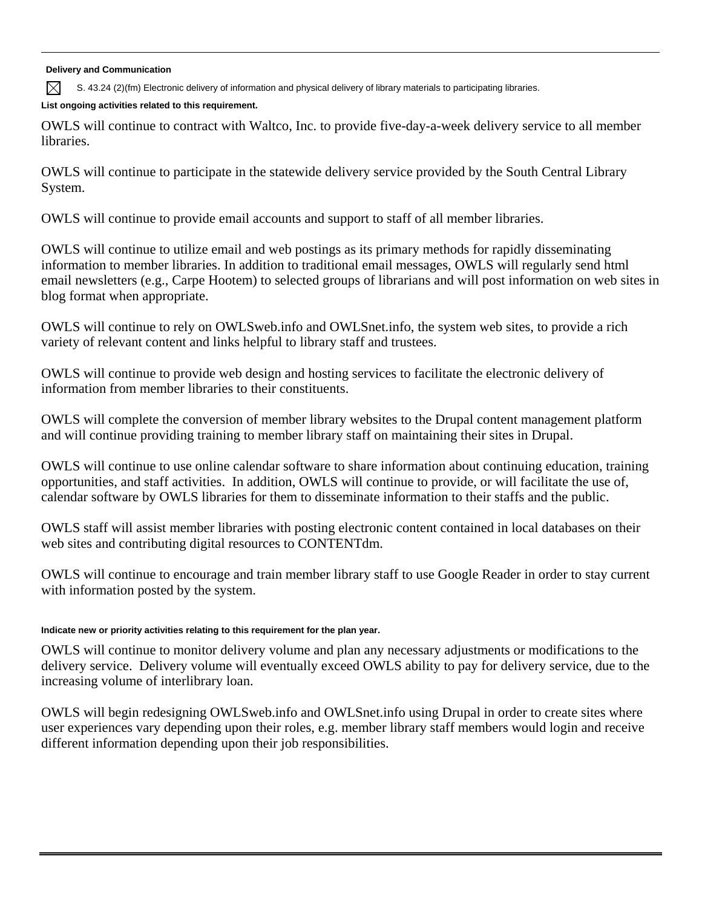**Delivery and Communication**

☒ S. 43.24 (2)(fm) Electronic delivery of information and physical delivery of library materials to participating libraries.

**List ongoing activities related to this requirement.**

OWLS will continue to contract with Waltco, Inc. to provide five-day-a-week delivery service to all member libraries.

OWLS will continue to participate in the statewide delivery service provided by the South Central Library System.

OWLS will continue to provide email accounts and support to staff of all member libraries.

OWLS will continue to utilize email and web postings as its primary methods for rapidly disseminating information to member libraries. In addition to traditional email messages, OWLS will regularly send html email newsletters (e.g., Carpe Hootem) to selected groups of librarians and will post information on web sites in blog format when appropriate.

OWLS will continue to rely on OWLSweb.info and OWLSnet.info, the system web sites, to provide a rich variety of relevant content and links helpful to library staff and trustees.

OWLS will continue to provide web design and hosting services to facilitate the electronic delivery of information from member libraries to their constituents.

OWLS will complete the conversion of member library websites to the Drupal content management platform and will continue providing training to member library staff on maintaining their sites in Drupal.

OWLS will continue to use online calendar software to share information about continuing education, training opportunities, and staff activities. In addition, OWLS will continue to provide, or will facilitate the use of, calendar software by OWLS libraries for them to disseminate information to their staffs and the public.

OWLS staff will assist member libraries with posting electronic content contained in local databases on their web sites and contributing digital resources to CONTENTdm.

OWLS will continue to encourage and train member library staff to use Google Reader in order to stay current with information posted by the system.

**Indicate new or priority activities relating to this requirement for the plan year.**

OWLS will continue to monitor delivery volume and plan any necessary adjustments or modifications to the delivery service. Delivery volume will eventually exceed OWLS ability to pay for delivery service, due to the increasing volume of interlibrary loan.

OWLS will begin redesigning OWLSweb.info and OWLSnet.info using Drupal in order to create sites where user experiences vary depending upon their roles, e.g. member library staff members would login and receive different information depending upon their job responsibilities.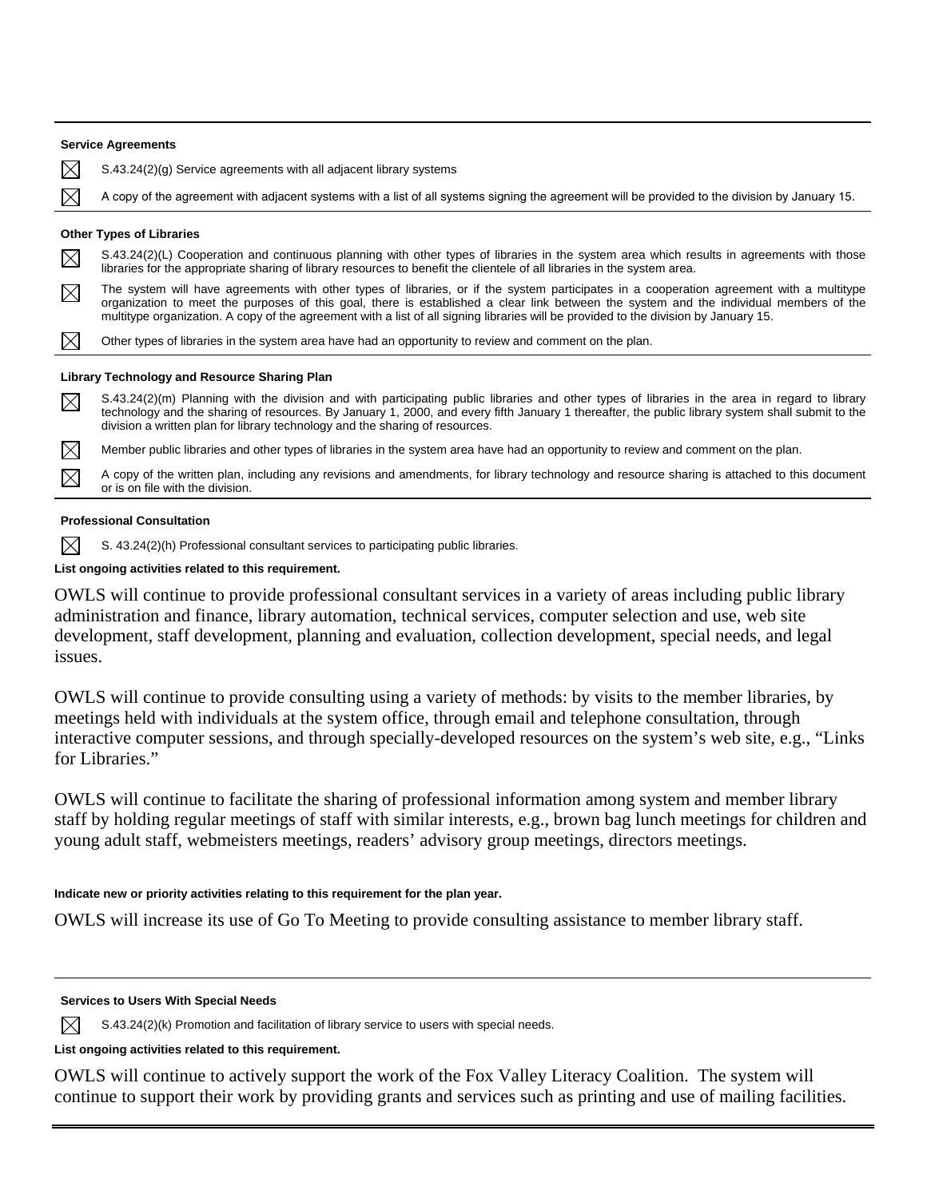**Service Agreements**

☒ S.43.24(2)(g) Service agreements with all adjacent library systems

☒ A copy of the agreement with adjacent systems with a list of all systems signing the agreement will be provided to the division by January 15.

**Other Types of Libraries**

☒ S.43.24(2)(L) Cooperation and continuous planning with other types of libraries in the system area which results in agreements with those libraries for the appropriate sharing of library resources to benefit the clientele of all libraries in the system area.

☒ The system will have agreements with other types of libraries, or if the system participates in a cooperation agreement with a multitype organization to meet the purposes of this goal, there is established a clear link between the system and the individual members of the multitype organization. A copy of the agreement with a list of all signing libraries will be provided to the division by January 15.

☒ Other types of libraries in the system area have had an opportunity to review and comment on the plan.

**Library Technology and Resource Sharing Plan**

☒ S.43.24(2)(m) Planning with the division and with participating public libraries and other types of libraries in the area in regard to library technology and the sharing of resources. By January 1, 2000, and every fifth January 1 thereafter, the public library system shall submit to the division a written plan for library technology and the sharing of resources.

☒ Member public libraries and other types of libraries in the system area have had an opportunity to review and comment on the plan.

☒ A copy of the written plan, including any revisions and amendments, for library technology and resource sharing is attached to this document or is on file with the division.

**Professional Consultation**

☒ S. 43.24(2)(h) Professional consultant services to participating public libraries.

**List ongoing activities related to this requirement.**

OWLS will continue to provide professional consultant services in a variety of areas including public library administration and finance, library automation, technical services, computer selection and use, web site development, staff development, planning and evaluation, collection development, special needs, and legal issues.

OWLS will continue to provide consulting using a variety of methods: by visits to the member libraries, by meetings held with individuals at the system office, through email and telephone consultation, through interactive computer sessions, and through specially-developed resources on the system's web site, e.g., "Links for Libraries."

OWLS will continue to facilitate the sharing of professional information among system and member library staff by holding regular meetings of staff with similar interests, e.g., brown bag lunch meetings for children and young adult staff, webmeisters meetings, readers' advisory group meetings, directors meetings.

**Indicate new or priority activities relating to this requirement for the plan year.**

OWLS will increase its use of Go To Meeting to provide consulting assistance to member library staff.

**Services to Users With Special Needs**

☒ S.43.24(2)(k) Promotion and facilitation of library service to users with special needs.

**List ongoing activities related to this requirement.**

OWLS will continue to actively support the work of the Fox Valley Literacy Coalition. The system will continue to support their work by providing grants and services such as printing and use of mailing facilities.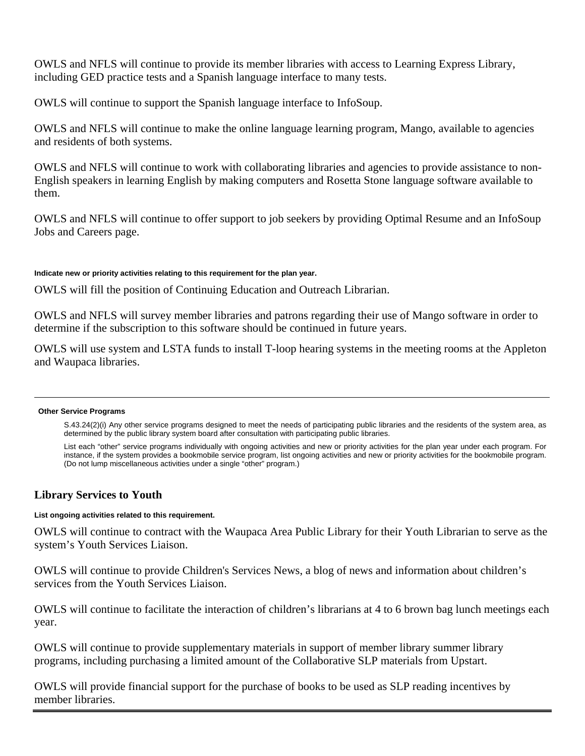OWLS and NFLS will continue to provide its member libraries with access to Learning Express Library, including GED practice tests and a Spanish language interface to many tests.

OWLS will continue to support the Spanish language interface to InfoSoup.

OWLS and NFLS will continue to make the online language learning program, Mango, available to agencies and residents of both systems.

OWLS and NFLS will continue to work with collaborating libraries and agencies to provide assistance to non-English speakers in learning English by making computers and Rosetta Stone language software available to them.

OWLS and NFLS will continue to offer support to job seekers by providing Optimal Resume and an InfoSoup Jobs and Careers page.

**Indicate new or priority activities relating to this requirement for the plan year.**

OWLS will fill the position of Continuing Education and Outreach Librarian.

OWLS and NFLS will survey member libraries and patrons regarding their use of Mango software in order to determine if the subscription to this software should be continued in future years.

OWLS will use system and LSTA funds to install T-loop hearing systems in the meeting rooms at the Appleton and Waupaca libraries.

---

**Other Service Programs**

S.43.24(2)(i) Any other service programs designed to meet the needs of participating public libraries and the residents of the system area, as determined by the public library system board after consultation with participating public libraries.

List each "other" service programs individually with ongoing activities and new or priority activities for the plan year under each program. For instance, if the system provides a bookmobile service program, list ongoing activities and new or priority activities for the bookmobile program. (Do not lump miscellaneous activities under a single "other" program.)

### Library Services to Youth

**List ongoing activities related to this requirement.**

OWLS will continue to contract with the Waupaca Area Public Library for their Youth Librarian to serve as the system's Youth Services Liaison.

OWLS will continue to provide Children's Services News, a blog of news and information about children's services from the Youth Services Liaison.

OWLS will continue to facilitate the interaction of children's librarians at 4 to 6 brown bag lunch meetings each year.

OWLS will continue to provide supplementary materials in support of member library summer library programs, including purchasing a limited amount of the Collaborative SLP materials from Upstart.

OWLS will provide financial support for the purchase of books to be used as SLP reading incentives by member libraries.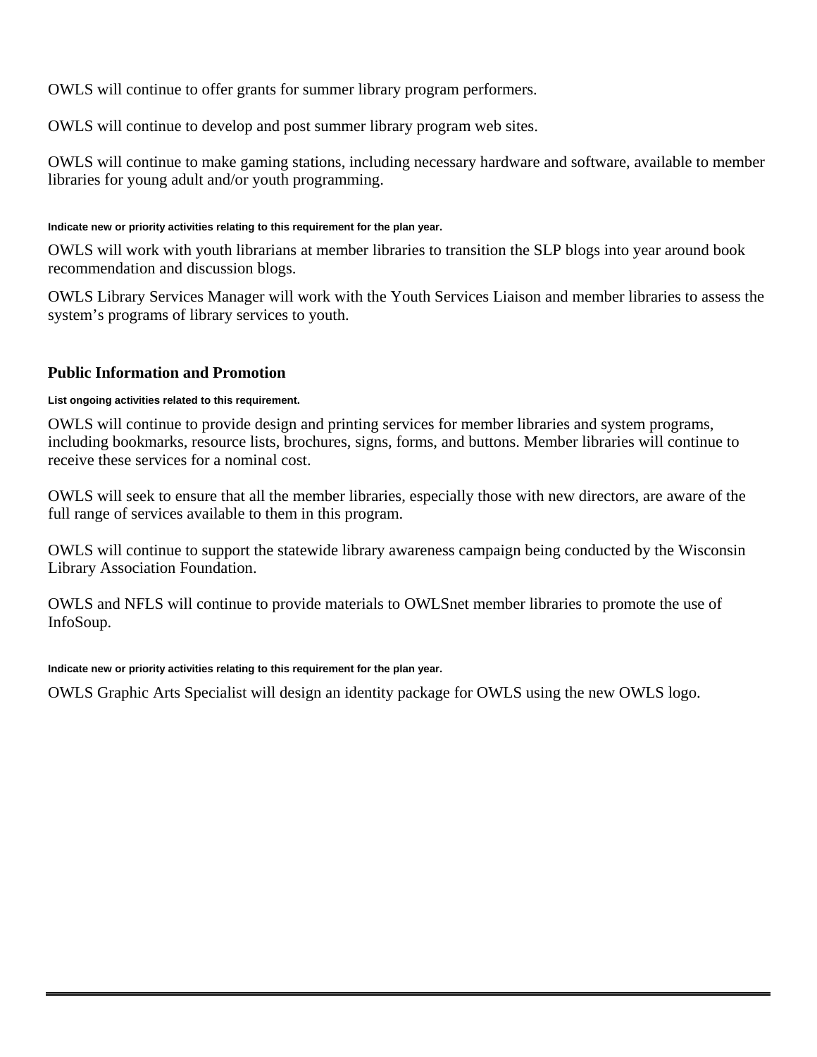OWLS will continue to offer grants for summer library program performers.

OWLS will continue to develop and post summer library program web sites.

OWLS will continue to make gaming stations, including necessary hardware and software, available to member libraries for young adult and/or youth programming.

**Indicate new or priority activities relating to this requirement for the plan year.**

OWLS will work with youth librarians at member libraries to transition the SLP blogs into year around book recommendation and discussion blogs.

OWLS Library Services Manager will work with the Youth Services Liaison and member libraries to assess the system's programs of library services to youth.

## Public Information and Promotion

**List ongoing activities related to this requirement.**

OWLS will continue to provide design and printing services for member libraries and system programs, including bookmarks, resource lists, brochures, signs, forms, and buttons. Member libraries will continue to receive these services for a nominal cost.

OWLS will seek to ensure that all the member libraries, especially those with new directors, are aware of the full range of services available to them in this program.

OWLS will continue to support the statewide library awareness campaign being conducted by the Wisconsin Library Association Foundation.

OWLS and NFLS will continue to provide materials to OWLSnet member libraries to promote the use of InfoSoup.

**Indicate new or priority activities relating to this requirement for the plan year.**

OWLS Graphic Arts Specialist will design an identity package for OWLS using the new OWLS logo.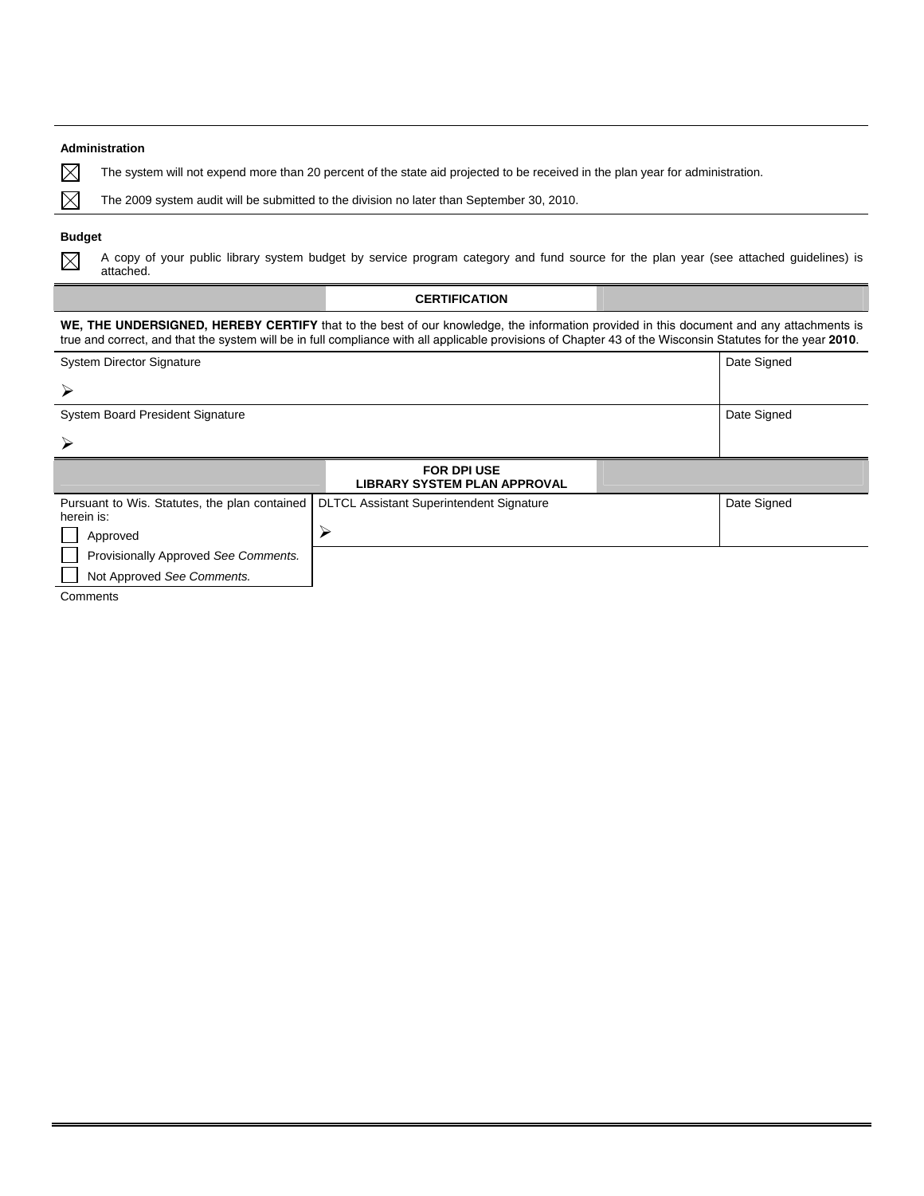**Administration**

☒ The system will not expend more than 20 percent of the state aid projected to be received in the plan year for administration.

☒ The 2009 system audit will be submitted to the division no later than September 30, 2010.

**Budget**

☒ A copy of your public library system budget by service program category and fund source for the plan year (see attached guidelines) is attached.

**CERTIFICATION**

**WE, THE UNDERSIGNED, HEREBY CERTIFY** that to the best of our knowledge, the information provided in this document and any attachments is true and correct, and that the system will be in full compliance with all applicable provisions of Chapter 43 of the Wisconsin Statutes for the year **2010**.

| System Director Signature | Date Signed |
|---|---|
| ➢ | |
| **System Board President Signature** | **Date Signed** |
| ➢ | |

**FOR DPI USE**
**LIBRARY SYSTEM PLAN APPROVAL**

| Pursuant to Wis. Statutes, the plan contained herein is: | DLTCL Assistant Superintendent Signature | Date Signed |
|---|---|---|
| ☐ Approved | ➢ | |
| ☐ Provisionally Approved *See Comments.* | | |
| ☐ Not Approved *See Comments.* | | |

Comments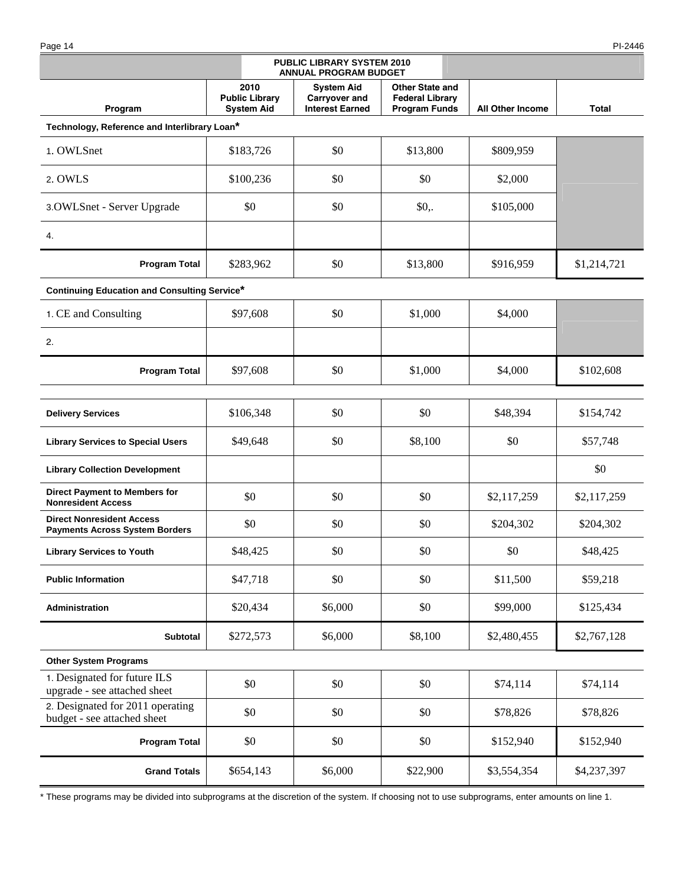| PUBLIC LIBRARY SYSTEM 2010 ANNUAL PROGRAM BUDGET | | | | | |
|---|---|---|---|---|---|
| Program | 2010 Public Library System Aid | System Aid Carryover and Interest Earned | Other State and Federal Library Program Funds | All Other Income | Total |
| **Technology, Reference and Interlibrary Loan*** | | | | | |
| 1. OWLSnet | $183,726 | $0 | $13,800 | $809,959 | |
| 2. OWLS | $100,236 | $0 | $0 | $2,000 | |
| 3.OWLSnet - Server Upgrade | $0 | $0 | $0,. | $105,000 | |
| 4. | | | | | |
| **Program Total** | $283,962 | $0 | $13,800 | $916,959 | $1,214,721 |
| **Continuing Education and Consulting Service*** | | | | | |
| 1. CE and Consulting | $97,608 | $0 | $1,000 | $4,000 | |
| 2. | | | | | |
| **Program Total** | $97,608 | $0 | $1,000 | $4,000 | $102,608 |
| **Delivery Services** | $106,348 | $0 | $0 | $48,394 | $154,742 |
| **Library Services to Special Users** | $49,648 | $0 | $8,100 | $0 | $57,748 |
| **Library Collection Development** | | | | | $0 |
| **Direct Payment to Members for Nonresident Access** | $0 | $0 | $0 | $2,117,259 | $2,117,259 |
| **Direct Nonresident Access Payments Across System Borders** | $0 | $0 | $0 | $204,302 | $204,302 |
| **Library Services to Youth** | $48,425 | $0 | $0 | $0 | $48,425 |
| **Public Information** | $47,718 | $0 | $0 | $11,500 | $59,218 |
| **Administration** | $20,434 | $6,000 | $0 | $99,000 | $125,434 |
| **Subtotal** | $272,573 | $6,000 | $8,100 | $2,480,455 | $2,767,128 |
| **Other System Programs** | | | | | |
| 1. Designated for future ILS upgrade - see attached sheet | $0 | $0 | $0 | $74,114 | $74,114 |
| 2. Designated for 2011 operating budget - see attached sheet | $0 | $0 | $0 | $78,826 | $78,826 |
| **Program Total** | $0 | $0 | $0 | $152,940 | $152,940 |
| **Grand Totals** | $654,143 | $6,000 | $22,900 | $3,554,354 | $4,237,397 |

* These programs may be divided into subprograms at the discretion of the system. If choosing not to use subprograms, enter amounts on line 1.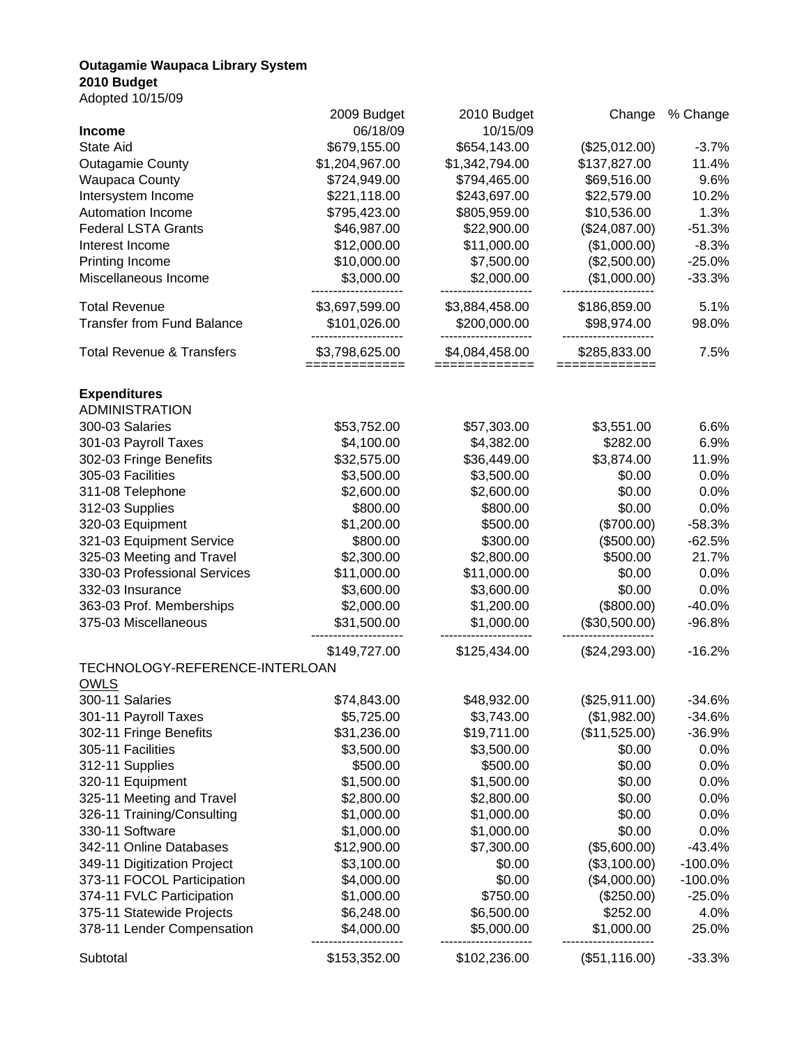**Outagamie Waupaca Library System**
**2010 Budget**
Adopted 10/15/09

| Income | 2009 Budget 06/18/09 | 2010 Budget 10/15/09 | Change | % Change |
|---|---|---|---|---|
| State Aid | $679,155.00 | $654,143.00 | ($25,012.00) | -3.7% |
| Outagamie County | $1,204,967.00 | $1,342,794.00 | $137,827.00 | 11.4% |
| Waupaca County | $724,949.00 | $794,465.00 | $69,516.00 | 9.6% |
| Intersystem Income | $221,118.00 | $243,697.00 | $22,579.00 | 10.2% |
| Automation Income | $795,423.00 | $805,959.00 | $10,536.00 | 1.3% |
| Federal LSTA Grants | $46,987.00 | $22,900.00 | ($24,087.00) | -51.3% |
| Interest Income | $12,000.00 | $11,000.00 | ($1,000.00) | -8.3% |
| Printing Income | $10,000.00 | $7,500.00 | ($2,500.00) | -25.0% |
| Miscellaneous Income | $3,000.00 | $2,000.00 | ($1,000.00) | -33.3% |
| Total Revenue | $3,697,599.00 | $3,884,458.00 | $186,859.00 | 5.1% |
| Transfer from Fund Balance | $101,026.00 | $200,000.00 | $98,974.00 | 98.0% |
| Total Revenue & Transfers | $3,798,625.00 | $4,084,458.00 | $285,833.00 | 7.5% |

| Expenditures | 2009 Budget | 2010 Budget | Change | % Change |
|---|---|---|---|---|
| ADMINISTRATION | | | | |
| 300-03 Salaries | $53,752.00 | $57,303.00 | $3,551.00 | 6.6% |
| 301-03 Payroll Taxes | $4,100.00 | $4,382.00 | $282.00 | 6.9% |
| 302-03 Fringe Benefits | $32,575.00 | $36,449.00 | $3,874.00 | 11.9% |
| 305-03 Facilities | $3,500.00 | $3,500.00 | $0.00 | 0.0% |
| 311-08 Telephone | $2,600.00 | $2,600.00 | $0.00 | 0.0% |
| 312-03 Supplies | $800.00 | $800.00 | $0.00 | 0.0% |
| 320-03 Equipment | $1,200.00 | $500.00 | ($700.00) | -58.3% |
| 321-03 Equipment Service | $800.00 | $300.00 | ($500.00) | -62.5% |
| 325-03 Meeting and Travel | $2,300.00 | $2,800.00 | $500.00 | 21.7% |
| 330-03 Professional Services | $11,000.00 | $11,000.00 | $0.00 | 0.0% |
| 332-03 Insurance | $3,600.00 | $3,600.00 | $0.00 | 0.0% |
| 363-03 Prof. Memberships | $2,000.00 | $1,200.00 | ($800.00) | -40.0% |
| 375-03 Miscellaneous | $31,500.00 | $1,000.00 | ($30,500.00) | -96.8% |
| | $149,727.00 | $125,434.00 | ($24,293.00) | -16.2% |
| TECHNOLOGY-REFERENCE-INTERLOAN | | | | |
| OWLS | | | | |
| 300-11 Salaries | $74,843.00 | $48,932.00 | ($25,911.00) | -34.6% |
| 301-11 Payroll Taxes | $5,725.00 | $3,743.00 | ($1,982.00) | -34.6% |
| 302-11 Fringe Benefits | $31,236.00 | $19,711.00 | ($11,525.00) | -36.9% |
| 305-11 Facilities | $3,500.00 | $3,500.00 | $0.00 | 0.0% |
| 312-11 Supplies | $500.00 | $500.00 | $0.00 | 0.0% |
| 320-11 Equipment | $1,500.00 | $1,500.00 | $0.00 | 0.0% |
| 325-11 Meeting and Travel | $2,800.00 | $2,800.00 | $0.00 | 0.0% |
| 326-11 Training/Consulting | $1,000.00 | $1,000.00 | $0.00 | 0.0% |
| 330-11 Software | $1,000.00 | $1,000.00 | $0.00 | 0.0% |
| 342-11 Online Databases | $12,900.00 | $7,300.00 | ($5,600.00) | -43.4% |
| 349-11 Digitization Project | $3,100.00 | $0.00 | ($3,100.00) | -100.0% |
| 373-11 FOCOL Participation | $4,000.00 | $0.00 | ($4,000.00) | -100.0% |
| 374-11 FVLC Participation | $1,000.00 | $750.00 | ($250.00) | -25.0% |
| 375-11 Statewide Projects | $6,248.00 | $6,500.00 | $252.00 | 4.0% |
| 378-11 Lender Compensation | $4,000.00 | $5,000.00 | $1,000.00 | 25.0% |
| Subtotal | $153,352.00 | $102,236.00 | ($51,116.00) | -33.3% |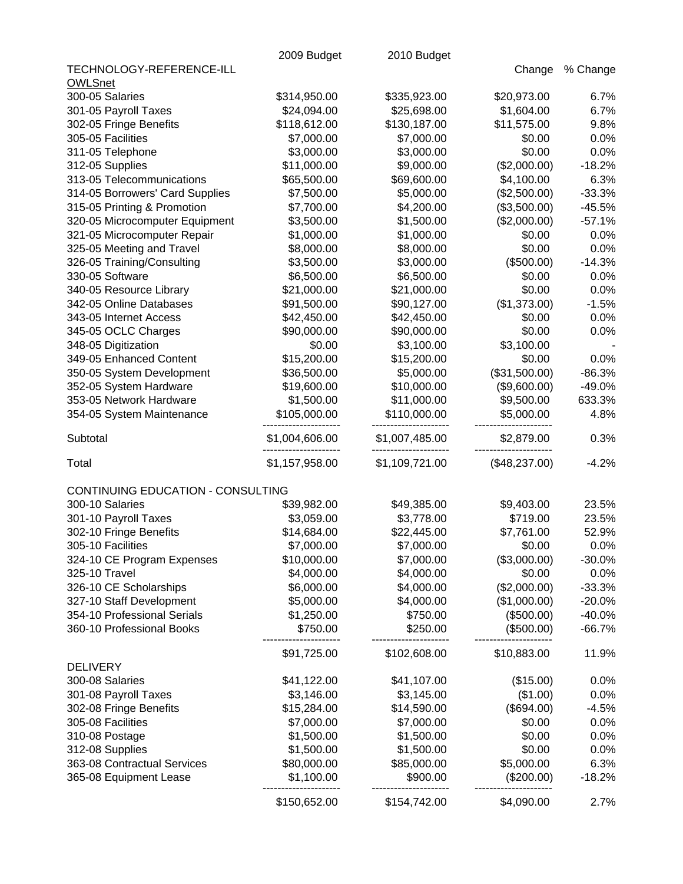| | 2009 Budget | 2010 Budget | Change | % Change |
|---|---|---|---|---|
| TECHNOLOGY-REFERENCE-ILL | | | | |
| OWLSnet | | | | |
| 300-05 Salaries | $314,950.00 | $335,923.00 | $20,973.00 | 6.7% |
| 301-05 Payroll Taxes | $24,094.00 | $25,698.00 | $1,604.00 | 6.7% |
| 302-05 Fringe Benefits | $118,612.00 | $130,187.00 | $11,575.00 | 9.8% |
| 305-05 Facilities | $7,000.00 | $7,000.00 | $0.00 | 0.0% |
| 311-05 Telephone | $3,000.00 | $3,000.00 | $0.00 | 0.0% |
| 312-05 Supplies | $11,000.00 | $9,000.00 | ($2,000.00) | -18.2% |
| 313-05 Telecommunications | $65,500.00 | $69,600.00 | $4,100.00 | 6.3% |
| 314-05 Borrowers' Card Supplies | $7,500.00 | $5,000.00 | ($2,500.00) | -33.3% |
| 315-05 Printing & Promotion | $7,700.00 | $4,200.00 | ($3,500.00) | -45.5% |
| 320-05 Microcomputer Equipment | $3,500.00 | $1,500.00 | ($2,000.00) | -57.1% |
| 321-05 Microcomputer Repair | $1,000.00 | $1,000.00 | $0.00 | 0.0% |
| 325-05 Meeting and Travel | $8,000.00 | $8,000.00 | $0.00 | 0.0% |
| 326-05 Training/Consulting | $3,500.00 | $3,000.00 | ($500.00) | -14.3% |
| 330-05 Software | $6,500.00 | $6,500.00 | $0.00 | 0.0% |
| 340-05 Resource Library | $21,000.00 | $21,000.00 | $0.00 | 0.0% |
| 342-05 Online Databases | $91,500.00 | $90,127.00 | ($1,373.00) | -1.5% |
| 343-05 Internet Access | $42,450.00 | $42,450.00 | $0.00 | 0.0% |
| 345-05 OCLC Charges | $90,000.00 | $90,000.00 | $0.00 | 0.0% |
| 348-05 Digitization | $0.00 | $3,100.00 | $3,100.00 | - |
| 349-05 Enhanced Content | $15,200.00 | $15,200.00 | $0.00 | 0.0% |
| 350-05 System Development | $36,500.00 | $5,000.00 | ($31,500.00) | -86.3% |
| 352-05 System Hardware | $19,600.00 | $10,000.00 | ($9,600.00) | -49.0% |
| 353-05 Network Hardware | $1,500.00 | $11,000.00 | $9,500.00 | 633.3% |
| 354-05 System Maintenance | $105,000.00 | $110,000.00 | $5,000.00 | 4.8% |
| Subtotal | $1,004,606.00 | $1,007,485.00 | $2,879.00 | 0.3% |
| Total | $1,157,958.00 | $1,109,721.00 | ($48,237.00) | -4.2% |
| | | | | |
| CONTINUING EDUCATION - CONSULTING | | | | |
| 300-10 Salaries | $39,982.00 | $49,385.00 | $9,403.00 | 23.5% |
| 301-10 Payroll Taxes | $3,059.00 | $3,778.00 | $719.00 | 23.5% |
| 302-10 Fringe Benefits | $14,684.00 | $22,445.00 | $7,761.00 | 52.9% |
| 305-10 Facilities | $7,000.00 | $7,000.00 | $0.00 | 0.0% |
| 324-10 CE Program Expenses | $10,000.00 | $7,000.00 | ($3,000.00) | -30.0% |
| 325-10 Travel | $4,000.00 | $4,000.00 | $0.00 | 0.0% |
| 326-10 CE Scholarships | $6,000.00 | $4,000.00 | ($2,000.00) | -33.3% |
| 327-10 Staff Development | $5,000.00 | $4,000.00 | ($1,000.00) | -20.0% |
| 354-10 Professional Serials | $1,250.00 | $750.00 | ($500.00) | -40.0% |
| 360-10 Professional Books | $750.00 | $250.00 | ($500.00) | -66.7% |
| | $91,725.00 | $102,608.00 | $10,883.00 | 11.9% |
| DELIVERY | | | | |
| 300-08 Salaries | $41,122.00 | $41,107.00 | ($15.00) | 0.0% |
| 301-08 Payroll Taxes | $3,146.00 | $3,145.00 | ($1.00) | 0.0% |
| 302-08 Fringe Benefits | $15,284.00 | $14,590.00 | ($694.00) | -4.5% |
| 305-08 Facilities | $7,000.00 | $7,000.00 | $0.00 | 0.0% |
| 310-08 Postage | $1,500.00 | $1,500.00 | $0.00 | 0.0% |
| 312-08 Supplies | $1,500.00 | $1,500.00 | $0.00 | 0.0% |
| 363-08 Contractual Services | $80,000.00 | $85,000.00 | $5,000.00 | 6.3% |
| 365-08 Equipment Lease | $1,100.00 | $900.00 | ($200.00) | -18.2% |
| | $150,652.00 | $154,742.00 | $4,090.00 | 2.7% |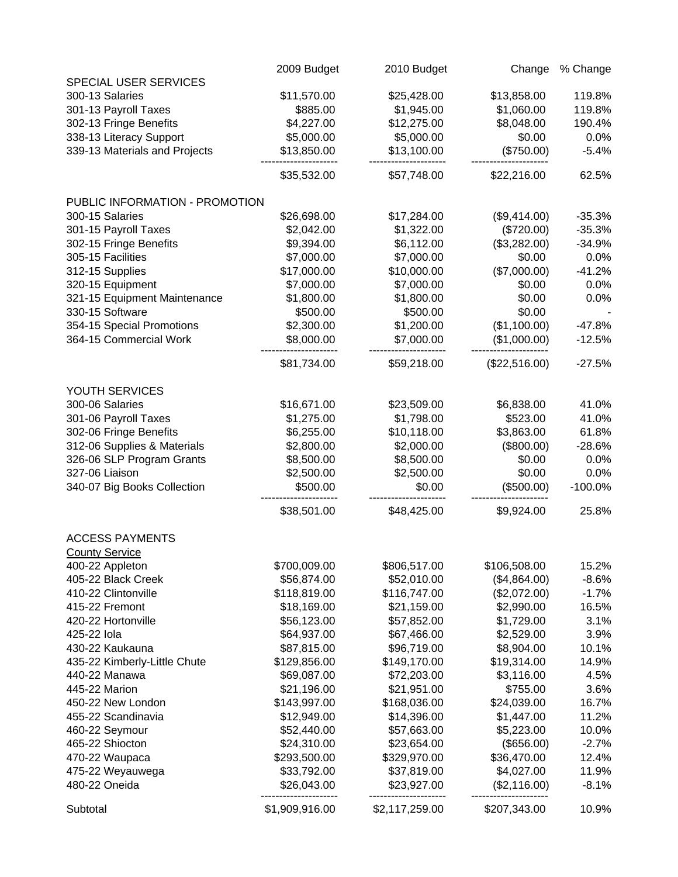| | 2009 Budget | 2010 Budget | Change | % Change |
|---|---|---|---|---|
| SPECIAL USER SERVICES | | | | |
| 300-13 Salaries | $11,570.00 | $25,428.00 | $13,858.00 | 119.8% |
| 301-13 Payroll Taxes | $885.00 | $1,945.00 | $1,060.00 | 119.8% |
| 302-13 Fringe Benefits | $4,227.00 | $12,275.00 | $8,048.00 | 190.4% |
| 338-13 Literacy Support | $5,000.00 | $5,000.00 | $0.00 | 0.0% |
| 339-13 Materials and Projects | $13,850.00 | $13,100.00 | ($750.00) | -5.4% |
| | $35,532.00 | $57,748.00 | $22,216.00 | 62.5% |
| PUBLIC INFORMATION - PROMOTION | | | | |
| 300-15 Salaries | $26,698.00 | $17,284.00 | ($9,414.00) | -35.3% |
| 301-15 Payroll Taxes | $2,042.00 | $1,322.00 | ($720.00) | -35.3% |
| 302-15 Fringe Benefits | $9,394.00 | $6,112.00 | ($3,282.00) | -34.9% |
| 305-15 Facilities | $7,000.00 | $7,000.00 | $0.00 | 0.0% |
| 312-15 Supplies | $17,000.00 | $10,000.00 | ($7,000.00) | -41.2% |
| 320-15 Equipment | $7,000.00 | $7,000.00 | $0.00 | 0.0% |
| 321-15 Equipment Maintenance | $1,800.00 | $1,800.00 | $0.00 | 0.0% |
| 330-15 Software | $500.00 | $500.00 | $0.00 | - |
| 354-15 Special Promotions | $2,300.00 | $1,200.00 | ($1,100.00) | -47.8% |
| 364-15 Commercial Work | $8,000.00 | $7,000.00 | ($1,000.00) | -12.5% |
| | $81,734.00 | $59,218.00 | ($22,516.00) | -27.5% |
| YOUTH SERVICES | | | | |
| 300-06 Salaries | $16,671.00 | $23,509.00 | $6,838.00 | 41.0% |
| 301-06 Payroll Taxes | $1,275.00 | $1,798.00 | $523.00 | 41.0% |
| 302-06 Fringe Benefits | $6,255.00 | $10,118.00 | $3,863.00 | 61.8% |
| 312-06 Supplies & Materials | $2,800.00 | $2,000.00 | ($800.00) | -28.6% |
| 326-06 SLP Program Grants | $8,500.00 | $8,500.00 | $0.00 | 0.0% |
| 327-06 Liaison | $2,500.00 | $2,500.00 | $0.00 | 0.0% |
| 340-07 Big Books Collection | $500.00 | $0.00 | ($500.00) | -100.0% |
| | $38,501.00 | $48,425.00 | $9,924.00 | 25.8% |
| ACCESS PAYMENTS | | | | |
| County Service | | | | |
| 400-22 Appleton | $700,009.00 | $806,517.00 | $106,508.00 | 15.2% |
| 405-22 Black Creek | $56,874.00 | $52,010.00 | ($4,864.00) | -8.6% |
| 410-22 Clintonville | $118,819.00 | $116,747.00 | ($2,072.00) | -1.7% |
| 415-22 Fremont | $18,169.00 | $21,159.00 | $2,990.00 | 16.5% |
| 420-22 Hortonville | $56,123.00 | $57,852.00 | $1,729.00 | 3.1% |
| 425-22 Iola | $64,937.00 | $67,466.00 | $2,529.00 | 3.9% |
| 430-22 Kaukauna | $87,815.00 | $96,719.00 | $8,904.00 | 10.1% |
| 435-22 Kimberly-Little Chute | $129,856.00 | $149,170.00 | $19,314.00 | 14.9% |
| 440-22 Manawa | $69,087.00 | $72,203.00 | $3,116.00 | 4.5% |
| 445-22 Marion | $21,196.00 | $21,951.00 | $755.00 | 3.6% |
| 450-22 New London | $143,997.00 | $168,036.00 | $24,039.00 | 16.7% |
| 455-22 Scandinavia | $12,949.00 | $14,396.00 | $1,447.00 | 11.2% |
| 460-22 Seymour | $52,440.00 | $57,663.00 | $5,223.00 | 10.0% |
| 465-22 Shiocton | $24,310.00 | $23,654.00 | ($656.00) | -2.7% |
| 470-22 Waupaca | $293,500.00 | $329,970.00 | $36,470.00 | 12.4% |
| 475-22 Weyauwega | $33,792.00 | $37,819.00 | $4,027.00 | 11.9% |
| 480-22 Oneida | $26,043.00 | $23,927.00 | ($2,116.00) | -8.1% |
| Subtotal | $1,909,916.00 | $2,117,259.00 | $207,343.00 | 10.9% |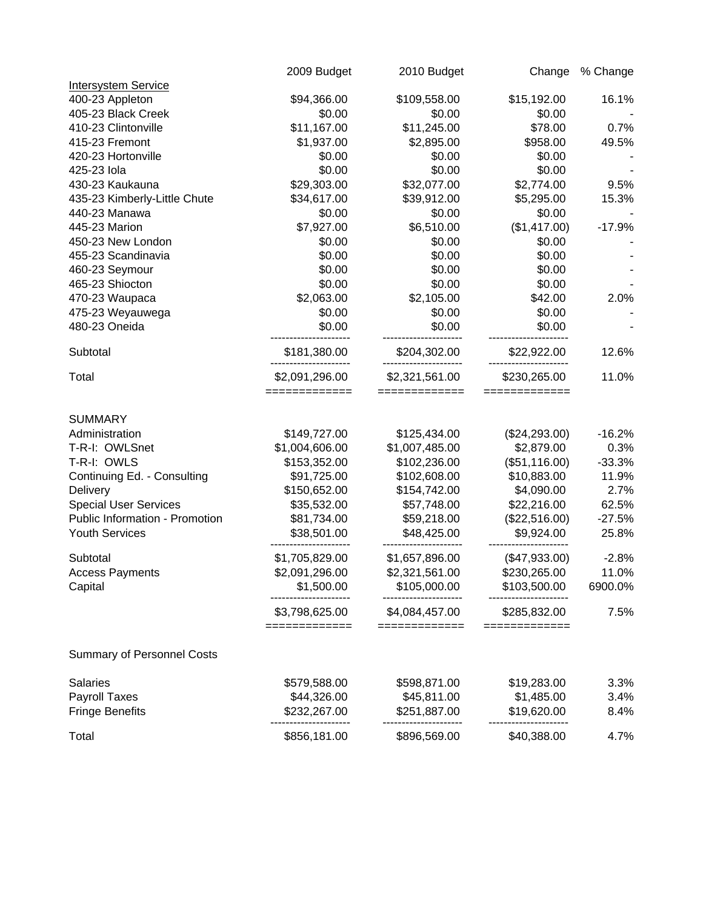| | 2009 Budget | 2010 Budget | Change | % Change |
|---|---|---|---|---|
| Intersystem Service | | | | |
| 400-23 Appleton | $94,366.00 | $109,558.00 | $15,192.00 | 16.1% |
| 405-23 Black Creek | $0.00 | $0.00 | $0.00 | - |
| 410-23 Clintonville | $11,167.00 | $11,245.00 | $78.00 | 0.7% |
| 415-23 Fremont | $1,937.00 | $2,895.00 | $958.00 | 49.5% |
| 420-23 Hortonville | $0.00 | $0.00 | $0.00 | - |
| 425-23 Iola | $0.00 | $0.00 | $0.00 | - |
| 430-23 Kaukauna | $29,303.00 | $32,077.00 | $2,774.00 | 9.5% |
| 435-23 Kimberly-Little Chute | $34,617.00 | $39,912.00 | $5,295.00 | 15.3% |
| 440-23 Manawa | $0.00 | $0.00 | $0.00 | - |
| 445-23 Marion | $7,927.00 | $6,510.00 | ($1,417.00) | -17.9% |
| 450-23 New London | $0.00 | $0.00 | $0.00 | - |
| 455-23 Scandinavia | $0.00 | $0.00 | $0.00 | - |
| 460-23 Seymour | $0.00 | $0.00 | $0.00 | - |
| 465-23 Shiocton | $0.00 | $0.00 | $0.00 | - |
| 470-23 Waupaca | $2,063.00 | $2,105.00 | $42.00 | 2.0% |
| 475-23 Weyauwega | $0.00 | $0.00 | $0.00 | - |
| 480-23 Oneida | $0.00 | $0.00 | $0.00 | - |
| Subtotal | $181,380.00 | $204,302.00 | $22,922.00 | 12.6% |
| Total | $2,091,296.00 | $2,321,561.00 | $230,265.00 | 11.0% |

| SUMMARY | 2009 Budget | 2010 Budget | Change | % Change |
|---|---|---|---|---|
| Administration | $149,727.00 | $125,434.00 | ($24,293.00) | -16.2% |
| T-R-I: OWLSnet | $1,004,606.00 | $1,007,485.00 | $2,879.00 | 0.3% |
| T-R-I: OWLS | $153,352.00 | $102,236.00 | ($51,116.00) | -33.3% |
| Continuing Ed. - Consulting | $91,725.00 | $102,608.00 | $10,883.00 | 11.9% |
| Delivery | $150,652.00 | $154,742.00 | $4,090.00 | 2.7% |
| Special User Services | $35,532.00 | $57,748.00 | $22,216.00 | 62.5% |
| Public Information - Promotion | $81,734.00 | $59,218.00 | ($22,516.00) | -27.5% |
| Youth Services | $38,501.00 | $48,425.00 | $9,924.00 | 25.8% |
| Subtotal | $1,705,829.00 | $1,657,896.00 | ($47,933.00) | -2.8% |
| Access Payments | $2,091,296.00 | $2,321,561.00 | $230,265.00 | 11.0% |
| Capital | $1,500.00 | $105,000.00 | $103,500.00 | 6900.0% |
| | $3,798,625.00 | $4,084,457.00 | $285,832.00 | 7.5% |

Summary of Personnel Costs

| | 2009 Budget | 2010 Budget | Change | % Change |
|---|---|---|---|---|
| Salaries | $579,588.00 | $598,871.00 | $19,283.00 | 3.3% |
| Payroll Taxes | $44,326.00 | $45,811.00 | $1,485.00 | 3.4% |
| Fringe Benefits | $232,267.00 | $251,887.00 | $19,620.00 | 8.4% |
| Total | $856,181.00 | $896,569.00 | $40,388.00 | 4.7% |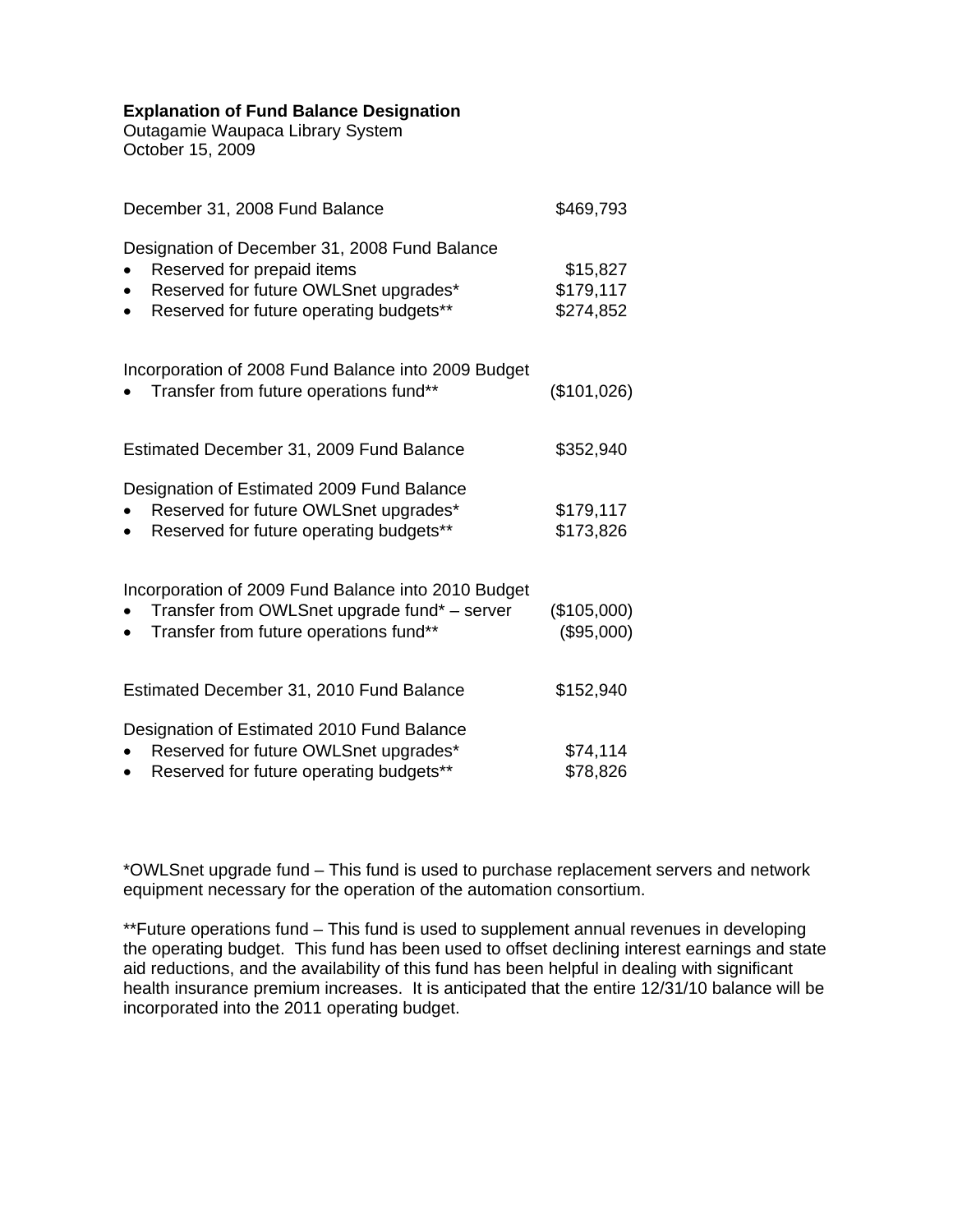**Explanation of Fund Balance Designation**
Outagamie Waupaca Library System
October 15, 2009

| | |
|---|---|
| December 31, 2008 Fund Balance | $469,793 |
| Designation of December 31, 2008 Fund Balance | |
| • Reserved for prepaid items | $15,827 |
| • Reserved for future OWLSnet upgrades* | $179,117 |
| • Reserved for future operating budgets** | $274,852 |
| Incorporation of 2008 Fund Balance into 2009 Budget | |
| • Transfer from future operations fund** | ($101,026) |
| Estimated December 31, 2009 Fund Balance | $352,940 |
| Designation of Estimated 2009 Fund Balance | |
| • Reserved for future OWLSnet upgrades* | $179,117 |
| • Reserved for future operating budgets** | $173,826 |
| Incorporation of 2009 Fund Balance into 2010 Budget | |
| • Transfer from OWLSnet upgrade fund* – server | ($105,000) |
| • Transfer from future operations fund** | ($95,000) |
| Estimated December 31, 2010 Fund Balance | $152,940 |
| Designation of Estimated 2010 Fund Balance | |
| • Reserved for future OWLSnet upgrades* | $74,114 |
| • Reserved for future operating budgets** | $78,826 |

*OWLSnet upgrade fund – This fund is used to purchase replacement servers and network equipment necessary for the operation of the automation consortium.

**Future operations fund – This fund is used to supplement annual revenues in developing the operating budget. This fund has been used to offset declining interest earnings and state aid reductions, and the availability of this fund has been helpful in dealing with significant health insurance premium increases. It is anticipated that the entire 12/31/10 balance will be incorporated into the 2011 operating budget.